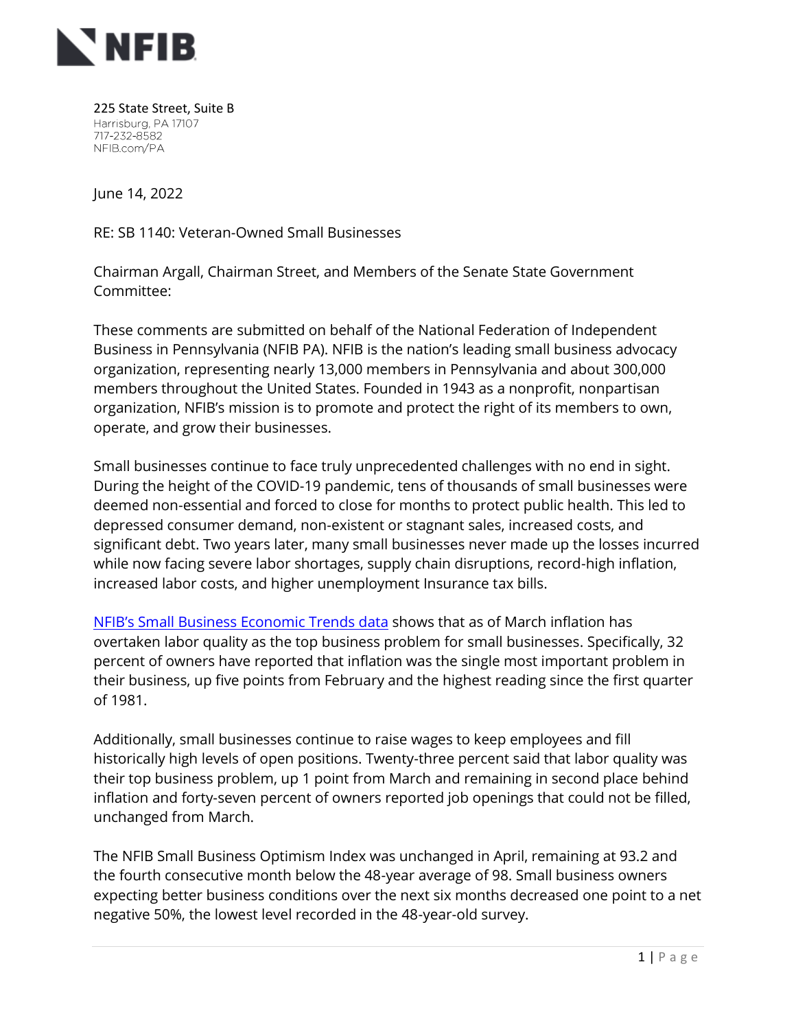NFIB

225 State Street, Suite B
Harrisburg, PA 17107
717-232-8582
NFIB.com/PA

June 14, 2022

RE: SB 1140: Veteran-Owned Small Businesses

Chairman Argall, Chairman Street, and Members of the Senate State Government Committee:

These comments are submitted on behalf of the National Federation of Independent Business in Pennsylvania (NFIB PA). NFIB is the nation's leading small business advocacy organization, representing nearly 13,000 members in Pennsylvania and about 300,000 members throughout the United States. Founded in 1943 as a nonprofit, nonpartisan organization, NFIB's mission is to promote and protect the right of its members to own, operate, and grow their businesses.

Small businesses continue to face truly unprecedented challenges with no end in sight. During the height of the COVID-19 pandemic, tens of thousands of small businesses were deemed non-essential and forced to close for months to protect public health. This led to depressed consumer demand, non-existent or stagnant sales, increased costs, and significant debt. Two years later, many small businesses never made up the losses incurred while now facing severe labor shortages, supply chain disruptions, record-high inflation, increased labor costs, and higher unemployment Insurance tax bills.

NFIB's Small Business Economic Trends data shows that as of March inflation has overtaken labor quality as the top business problem for small businesses. Specifically, 32 percent of owners have reported that inflation was the single most important problem in their business, up five points from February and the highest reading since the first quarter of 1981.

Additionally, small businesses continue to raise wages to keep employees and fill historically high levels of open positions. Twenty-three percent said that labor quality was their top business problem, up 1 point from March and remaining in second place behind inflation and forty-seven percent of owners reported job openings that could not be filled, unchanged from March.

The NFIB Small Business Optimism Index was unchanged in April, remaining at 93.2 and the fourth consecutive month below the 48-year average of 98. Small business owners expecting better business conditions over the next six months decreased one point to a net negative 50%, the lowest level recorded in the 48-year-old survey.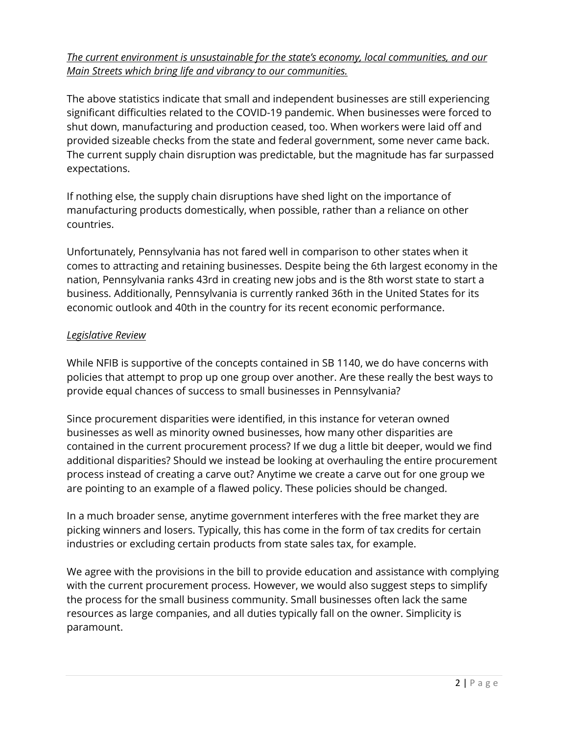*The current environment is unsustainable for the state's economy, local communities, and our Main Streets which bring life and vibrancy to our communities.*

The above statistics indicate that small and independent businesses are still experiencing significant difficulties related to the COVID-19 pandemic. When businesses were forced to shut down, manufacturing and production ceased, too. When workers were laid off and provided sizeable checks from the state and federal government, some never came back. The current supply chain disruption was predictable, but the magnitude has far surpassed expectations.

If nothing else, the supply chain disruptions have shed light on the importance of manufacturing products domestically, when possible, rather than a reliance on other countries.

Unfortunately, Pennsylvania has not fared well in comparison to other states when it comes to attracting and retaining businesses. Despite being the 6th largest economy in the nation, Pennsylvania ranks 43rd in creating new jobs and is the 8th worst state to start a business. Additionally, Pennsylvania is currently ranked 36th in the United States for its economic outlook and 40th in the country for its recent economic performance.

*Legislative Review*

While NFIB is supportive of the concepts contained in SB 1140, we do have concerns with policies that attempt to prop up one group over another. Are these really the best ways to provide equal chances of success to small businesses in Pennsylvania?

Since procurement disparities were identified, in this instance for veteran owned businesses as well as minority owned businesses, how many other disparities are contained in the current procurement process? If we dug a little bit deeper, would we find additional disparities? Should we instead be looking at overhauling the entire procurement process instead of creating a carve out? Anytime we create a carve out for one group we are pointing to an example of a flawed policy. These policies should be changed.

In a much broader sense, anytime government interferes with the free market they are picking winners and losers. Typically, this has come in the form of tax credits for certain industries or excluding certain products from state sales tax, for example.

We agree with the provisions in the bill to provide education and assistance with complying with the current procurement process. However, we would also suggest steps to simplify the process for the small business community. Small businesses often lack the same resources as large companies, and all duties typically fall on the owner. Simplicity is paramount.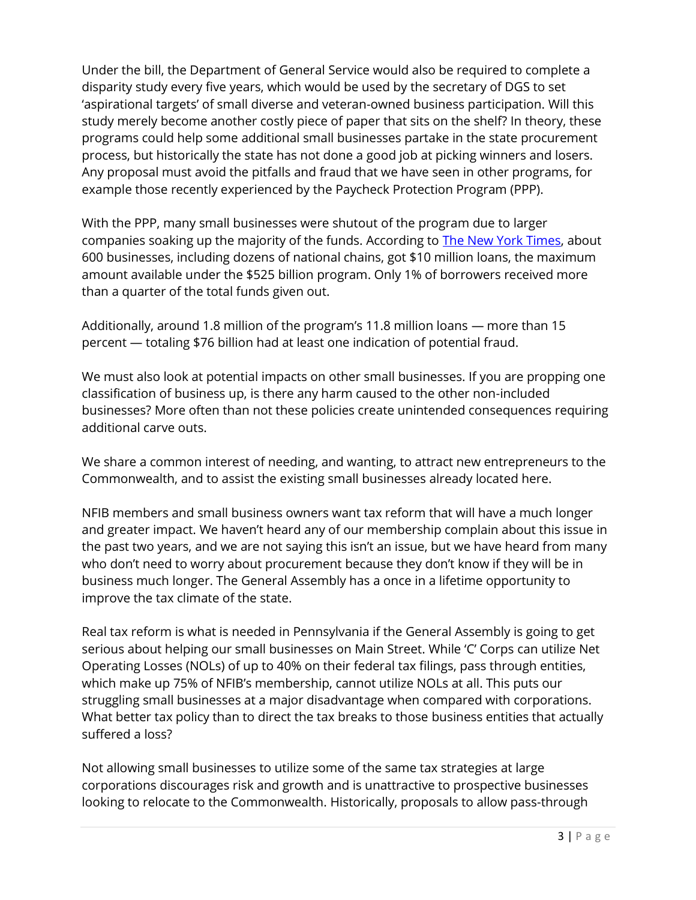Under the bill, the Department of General Service would also be required to complete a disparity study every five years, which would be used by the secretary of DGS to set 'aspirational targets' of small diverse and veteran-owned business participation. Will this study merely become another costly piece of paper that sits on the shelf? In theory, these programs could help some additional small businesses partake in the state procurement process, but historically the state has not done a good job at picking winners and losers. Any proposal must avoid the pitfalls and fraud that we have seen in other programs, for example those recently experienced by the Paycheck Protection Program (PPP).

With the PPP, many small businesses were shutout of the program due to larger companies soaking up the majority of the funds. According to [The New York Times](), about 600 businesses, including dozens of national chains, got $10 million loans, the maximum amount available under the $525 billion program. Only 1% of borrowers received more than a quarter of the total funds given out.

Additionally, around 1.8 million of the program's 11.8 million loans — more than 15 percent — totaling $76 billion had at least one indication of potential fraud.

We must also look at potential impacts on other small businesses. If you are propping one classification of business up, is there any harm caused to the other non-included businesses? More often than not these policies create unintended consequences requiring additional carve outs.

We share a common interest of needing, and wanting, to attract new entrepreneurs to the Commonwealth, and to assist the existing small businesses already located here.

NFIB members and small business owners want tax reform that will have a much longer and greater impact. We haven't heard any of our membership complain about this issue in the past two years, and we are not saying this isn't an issue, but we have heard from many who don't need to worry about procurement because they don't know if they will be in business much longer. The General Assembly has a once in a lifetime opportunity to improve the tax climate of the state.

Real tax reform is what is needed in Pennsylvania if the General Assembly is going to get serious about helping our small businesses on Main Street. While 'C' Corps can utilize Net Operating Losses (NOLs) of up to 40% on their federal tax filings, pass through entities, which make up 75% of NFIB's membership, cannot utilize NOLs at all. This puts our struggling small businesses at a major disadvantage when compared with corporations. What better tax policy than to direct the tax breaks to those business entities that actually suffered a loss?

Not allowing small businesses to utilize some of the same tax strategies at large corporations discourages risk and growth and is unattractive to prospective businesses looking to relocate to the Commonwealth. Historically, proposals to allow pass-through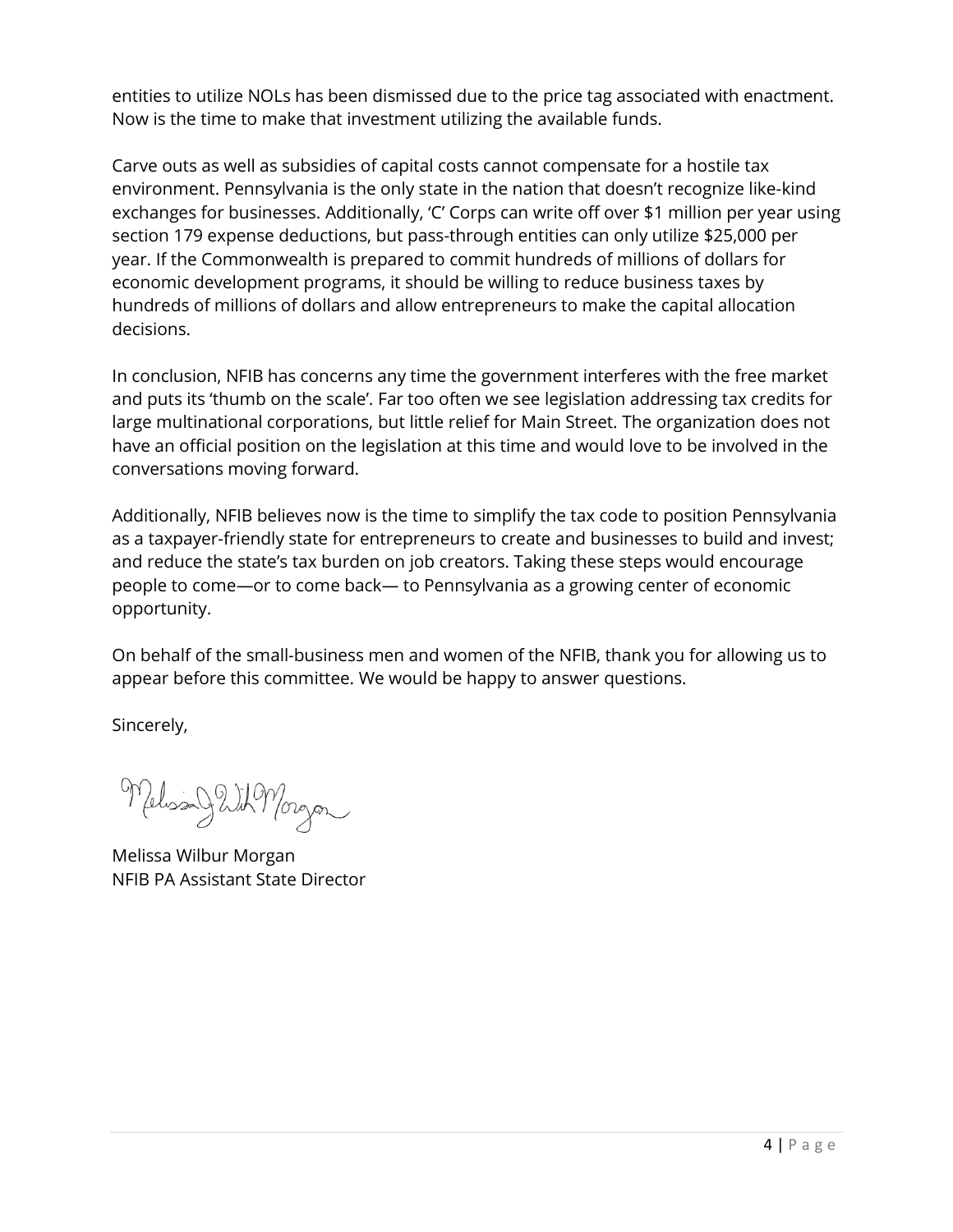entities to utilize NOLs has been dismissed due to the price tag associated with enactment. Now is the time to make that investment utilizing the available funds.

Carve outs as well as subsidies of capital costs cannot compensate for a hostile tax environment. Pennsylvania is the only state in the nation that doesn't recognize like-kind exchanges for businesses. Additionally, 'C' Corps can write off over $1 million per year using section 179 expense deductions, but pass-through entities can only utilize $25,000 per year. If the Commonwealth is prepared to commit hundreds of millions of dollars for economic development programs, it should be willing to reduce business taxes by hundreds of millions of dollars and allow entrepreneurs to make the capital allocation decisions.

In conclusion, NFIB has concerns any time the government interferes with the free market and puts its 'thumb on the scale'. Far too often we see legislation addressing tax credits for large multinational corporations, but little relief for Main Street. The organization does not have an official position on the legislation at this time and would love to be involved in the conversations moving forward.

Additionally, NFIB believes now is the time to simplify the tax code to position Pennsylvania as a taxpayer-friendly state for entrepreneurs to create and businesses to build and invest; and reduce the state's tax burden on job creators. Taking these steps would encourage people to come—or to come back— to Pennsylvania as a growing center of economic opportunity.

On behalf of the small-business men and women of the NFIB, thank you for allowing us to appear before this committee. We would be happy to answer questions.

Sincerely,

Melissa Wilbur Morgan
NFIB PA Assistant State Director